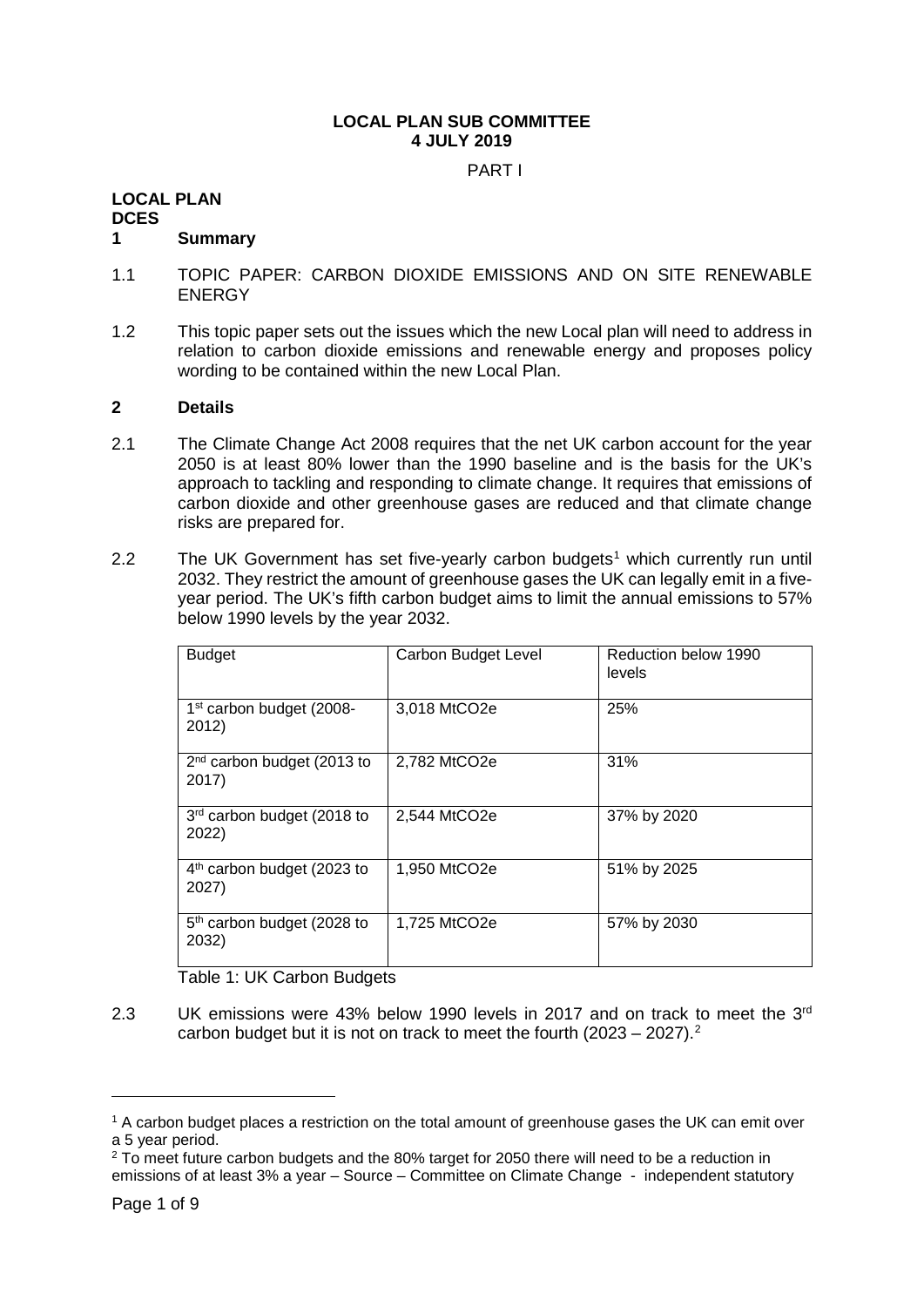**LOCAL PLAN SUB COMMITTEE**
**4 JULY 2019**

PART I

**LOCAL PLAN**
**DCES**

## 1 Summary

1.1 TOPIC PAPER: CARBON DIOXIDE EMISSIONS AND ON SITE RENEWABLE ENERGY

1.2 This topic paper sets out the issues which the new Local plan will need to address in relation to carbon dioxide emissions and renewable energy and proposes policy wording to be contained within the new Local Plan.

## 2 Details

2.1 The Climate Change Act 2008 requires that the net UK carbon account for the year 2050 is at least 80% lower than the 1990 baseline and is the basis for the UK's approach to tackling and responding to climate change. It requires that emissions of carbon dioxide and other greenhouse gases are reduced and that climate change risks are prepared for.

2.2 The UK Government has set five-yearly carbon budgets[1] which currently run until 2032. They restrict the amount of greenhouse gases the UK can legally emit in a five-year period. The UK's fifth carbon budget aims to limit the annual emissions to 57% below 1990 levels by the year 2032.

| Budget | Carbon Budget Level | Reduction below 1990 levels |
|---|---|---|
| 1st carbon budget (2008-2012) | 3,018 MtCO2e | 25% |
| 2nd carbon budget (2013 to 2017) | 2,782 MtCO2e | 31% |
| 3rd carbon budget (2018 to 2022) | 2,544 MtCO2e | 37% by 2020 |
| 4th carbon budget (2023 to 2027) | 1,950 MtCO2e | 51% by 2025 |
| 5th carbon budget (2028 to 2032) | 1,725 MtCO2e | 57% by 2030 |

Table 1: UK Carbon Budgets

2.3 UK emissions were 43% below 1990 levels in 2017 and on track to meet the 3rd carbon budget but it is not on track to meet the fourth (2023 – 2027).[2]

---

[1] A carbon budget places a restriction on the total amount of greenhouse gases the UK can emit over a 5 year period.

[2] To meet future carbon budgets and the 80% target for 2050 there will need to be a reduction in emissions of at least 3% a year – Source – Committee on Climate Change - independent statutory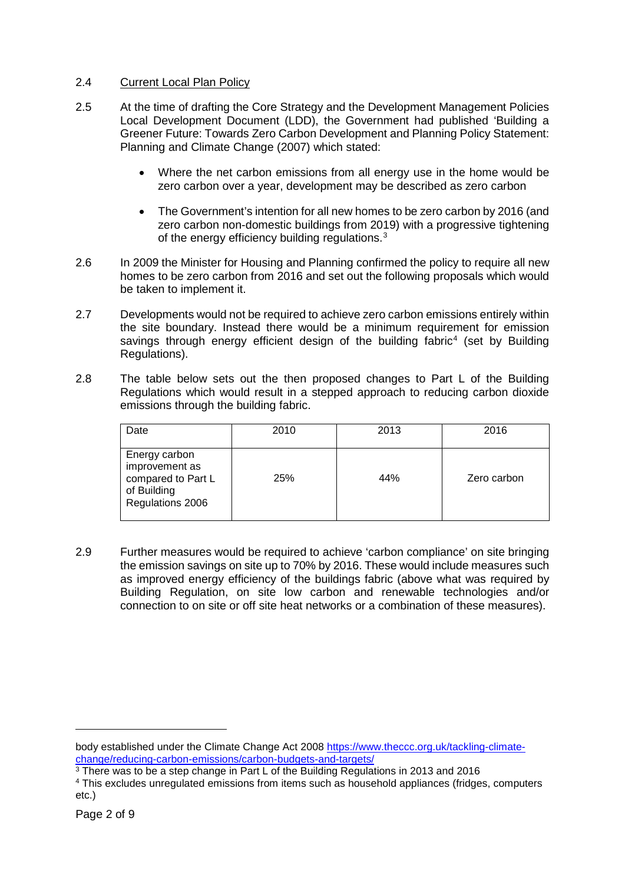2.4 Current Local Plan Policy

2.5 At the time of drafting the Core Strategy and the Development Management Policies Local Development Document (LDD), the Government had published 'Building a Greener Future: Towards Zero Carbon Development and Planning Policy Statement: Planning and Climate Change (2007) which stated:

- Where the net carbon emissions from all energy use in the home would be zero carbon over a year, development may be described as zero carbon
- The Government's intention for all new homes to be zero carbon by 2016 (and zero carbon non-domestic buildings from 2019) with a progressive tightening of the energy efficiency building regulations.[3]

2.6 In 2009 the Minister for Housing and Planning confirmed the policy to require all new homes to be zero carbon from 2016 and set out the following proposals which would be taken to implement it.

2.7 Developments would not be required to achieve zero carbon emissions entirely within the site boundary. Instead there would be a minimum requirement for emission savings through energy efficient design of the building fabric[4] (set by Building Regulations).

2.8 The table below sets out the then proposed changes to Part L of the Building Regulations which would result in a stepped approach to reducing carbon dioxide emissions through the building fabric.

| Date | 2010 | 2013 | 2016 |
|---|---|---|---|
| Energy carbon improvement as compared to Part L of Building Regulations 2006 | 25% | 44% | Zero carbon |

2.9 Further measures would be required to achieve 'carbon compliance' on site bringing the emission savings on site up to 70% by 2016. These would include measures such as improved energy efficiency of the buildings fabric (above what was required by Building Regulation, on site low carbon and renewable technologies and/or connection to on site or off site heat networks or a combination of these measures).

---

body established under the Climate Change Act 2008 https://www.theccc.org.uk/tackling-climate-change/reducing-carbon-emissions/carbon-budgets-and-targets/

[3] There was to be a step change in Part L of the Building Regulations in 2013 and 2016

[4] This excludes unregulated emissions from items such as household appliances (fridges, computers etc.)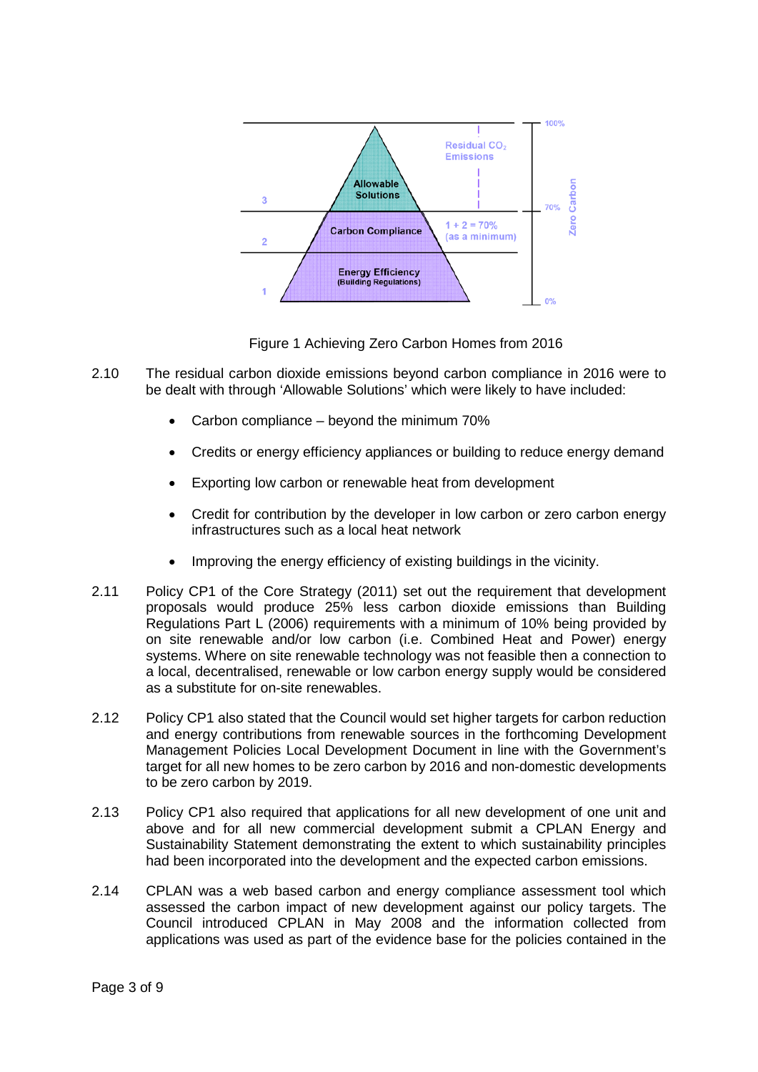Figure 1 Achieving Zero Carbon Homes from 2016

2.10 The residual carbon dioxide emissions beyond carbon compliance in 2016 were to be dealt with through 'Allowable Solutions' which were likely to have included:

- Carbon compliance – beyond the minimum 70%
- Credits or energy efficiency appliances or building to reduce energy demand
- Exporting low carbon or renewable heat from development
- Credit for contribution by the developer in low carbon or zero carbon energy infrastructures such as a local heat network
- Improving the energy efficiency of existing buildings in the vicinity.

2.11 Policy CP1 of the Core Strategy (2011) set out the requirement that development proposals would produce 25% less carbon dioxide emissions than Building Regulations Part L (2006) requirements with a minimum of 10% being provided by on site renewable and/or low carbon (i.e. Combined Heat and Power) energy systems. Where on site renewable technology was not feasible then a connection to a local, decentralised, renewable or low carbon energy supply would be considered as a substitute for on-site renewables.

2.12 Policy CP1 also stated that the Council would set higher targets for carbon reduction and energy contributions from renewable sources in the forthcoming Development Management Policies Local Development Document in line with the Government's target for all new homes to be zero carbon by 2016 and non-domestic developments to be zero carbon by 2019.

2.13 Policy CP1 also required that applications for all new development of one unit and above and for all new commercial development submit a CPLAN Energy and Sustainability Statement demonstrating the extent to which sustainability principles had been incorporated into the development and the expected carbon emissions.

2.14 CPLAN was a web based carbon and energy compliance assessment tool which assessed the carbon impact of new development against our policy targets. The Council introduced CPLAN in May 2008 and the information collected from applications was used as part of the evidence base for the policies contained in the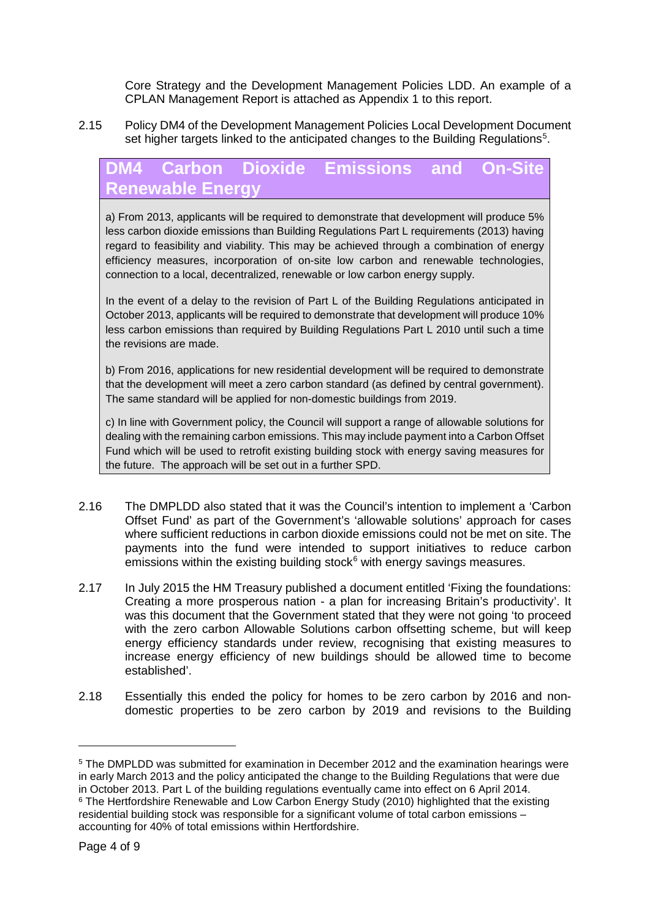Core Strategy and the Development Management Policies LDD. An example of a CPLAN Management Report is attached as Appendix 1 to this report.

2.15 Policy DM4 of the Development Management Policies Local Development Document set higher targets linked to the anticipated changes to the Building Regulations[5].

### DM4 Carbon Dioxide Emissions and On-Site Renewable Energy

a) From 2013, applicants will be required to demonstrate that development will produce 5% less carbon dioxide emissions than Building Regulations Part L requirements (2013) having regard to feasibility and viability. This may be achieved through a combination of energy efficiency measures, incorporation of on-site low carbon and renewable technologies, connection to a local, decentralized, renewable or low carbon energy supply.

In the event of a delay to the revision of Part L of the Building Regulations anticipated in October 2013, applicants will be required to demonstrate that development will produce 10% less carbon emissions than required by Building Regulations Part L 2010 until such a time the revisions are made.

b) From 2016, applications for new residential development will be required to demonstrate that the development will meet a zero carbon standard (as defined by central government). The same standard will be applied for non-domestic buildings from 2019.

c) In line with Government policy, the Council will support a range of allowable solutions for dealing with the remaining carbon emissions. This may include payment into a Carbon Offset Fund which will be used to retrofit existing building stock with energy saving measures for the future. The approach will be set out in a further SPD.

2.16 The DMPLDD also stated that it was the Council's intention to implement a 'Carbon Offset Fund' as part of the Government's 'allowable solutions' approach for cases where sufficient reductions in carbon dioxide emissions could not be met on site. The payments into the fund were intended to support initiatives to reduce carbon emissions within the existing building stock[6] with energy savings measures.

2.17 In July 2015 the HM Treasury published a document entitled 'Fixing the foundations: Creating a more prosperous nation - a plan for increasing Britain's productivity'. It was this document that the Government stated that they were not going 'to proceed with the zero carbon Allowable Solutions carbon offsetting scheme, but will keep energy efficiency standards under review, recognising that existing measures to increase energy efficiency of new buildings should be allowed time to become established'.

2.18 Essentially this ended the policy for homes to be zero carbon by 2016 and non-domestic properties to be zero carbon by 2019 and revisions to the Building

---

[5] The DMPLDD was submitted for examination in December 2012 and the examination hearings were in early March 2013 and the policy anticipated the change to the Building Regulations that were due in October 2013. Part L of the building regulations eventually came into effect on 6 April 2014.

[6] The Hertfordshire Renewable and Low Carbon Energy Study (2010) highlighted that the existing residential building stock was responsible for a significant volume of total carbon emissions – accounting for 40% of total emissions within Hertfordshire.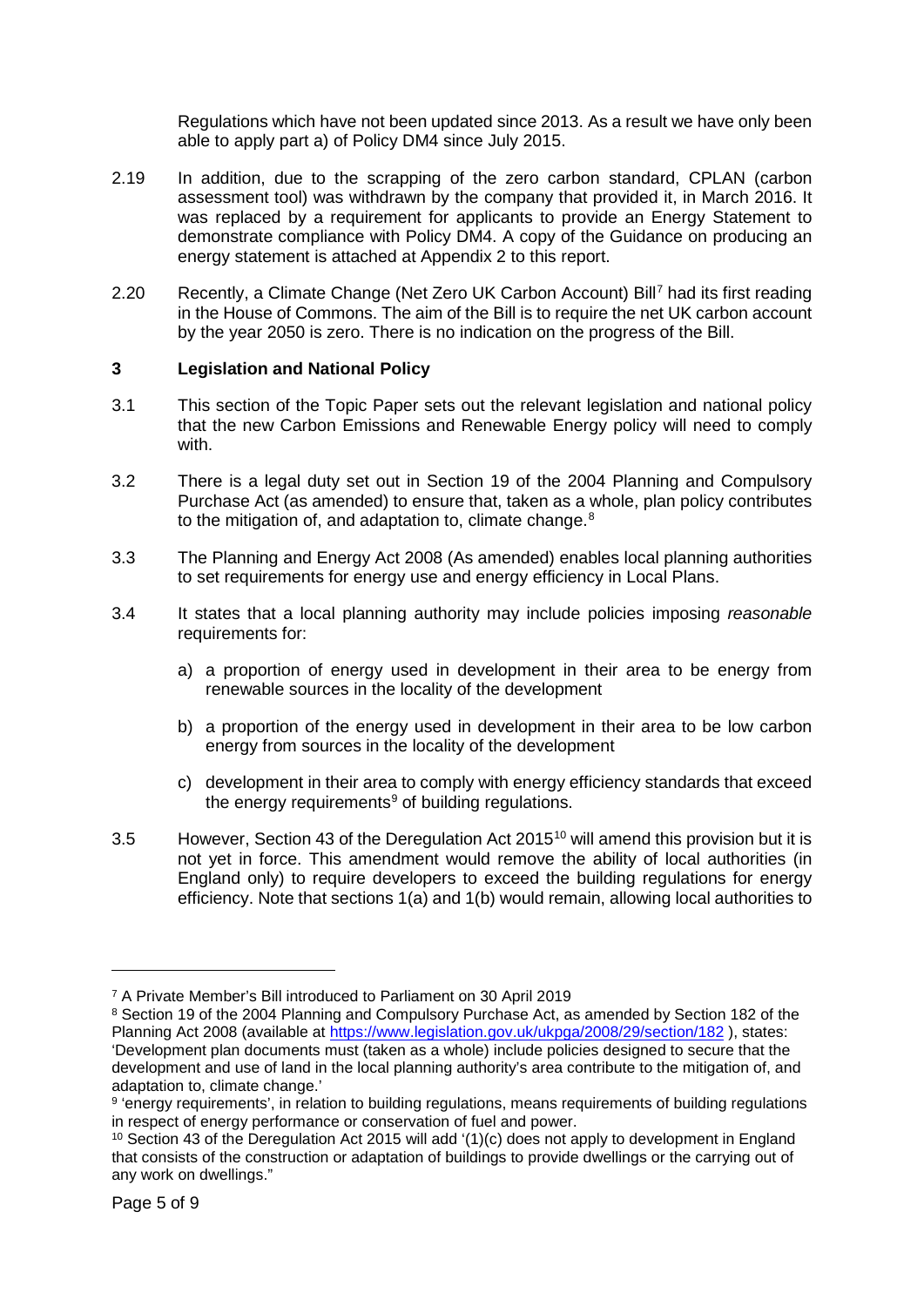Regulations which have not been updated since 2013. As a result we have only been able to apply part a) of Policy DM4 since July 2015.

2.19 In addition, due to the scrapping of the zero carbon standard, CPLAN (carbon assessment tool) was withdrawn by the company that provided it, in March 2016. It was replaced by a requirement for applicants to provide an Energy Statement to demonstrate compliance with Policy DM4. A copy of the Guidance on producing an energy statement is attached at Appendix 2 to this report.

2.20 Recently, a Climate Change (Net Zero UK Carbon Account) Bill[7] had its first reading in the House of Commons. The aim of the Bill is to require the net UK carbon account by the year 2050 is zero. There is no indication on the progress of the Bill.

## 3 Legislation and National Policy

3.1 This section of the Topic Paper sets out the relevant legislation and national policy that the new Carbon Emissions and Renewable Energy policy will need to comply with.

3.2 There is a legal duty set out in Section 19 of the 2004 Planning and Compulsory Purchase Act (as amended) to ensure that, taken as a whole, plan policy contributes to the mitigation of, and adaptation to, climate change.[8]

3.3 The Planning and Energy Act 2008 (As amended) enables local planning authorities to set requirements for energy use and energy efficiency in Local Plans.

3.4 It states that a local planning authority may include policies imposing *reasonable* requirements for:

a) a proportion of energy used in development in their area to be energy from renewable sources in the locality of the development

b) a proportion of the energy used in development in their area to be low carbon energy from sources in the locality of the development

c) development in their area to comply with energy efficiency standards that exceed the energy requirements[9] of building regulations.

3.5 However, Section 43 of the Deregulation Act 2015[10] will amend this provision but it is not yet in force. This amendment would remove the ability of local authorities (in England only) to require developers to exceed the building regulations for energy efficiency. Note that sections 1(a) and 1(b) would remain, allowing local authorities to

---

[7] A Private Member's Bill introduced to Parliament on 30 April 2019

[8] Section 19 of the 2004 Planning and Compulsory Purchase Act, as amended by Section 182 of the Planning Act 2008 (available at https://www.legislation.gov.uk/ukpga/2008/29/section/182 ), states: 'Development plan documents must (taken as a whole) include policies designed to secure that the development and use of land in the local planning authority's area contribute to the mitigation of, and adaptation to, climate change.'

[9] 'energy requirements', in relation to building regulations, means requirements of building regulations in respect of energy performance or conservation of fuel and power.

[10] Section 43 of the Deregulation Act 2015 will add '(1)(c) does not apply to development in England that consists of the construction or adaptation of buildings to provide dwellings or the carrying out of any work on dwellings."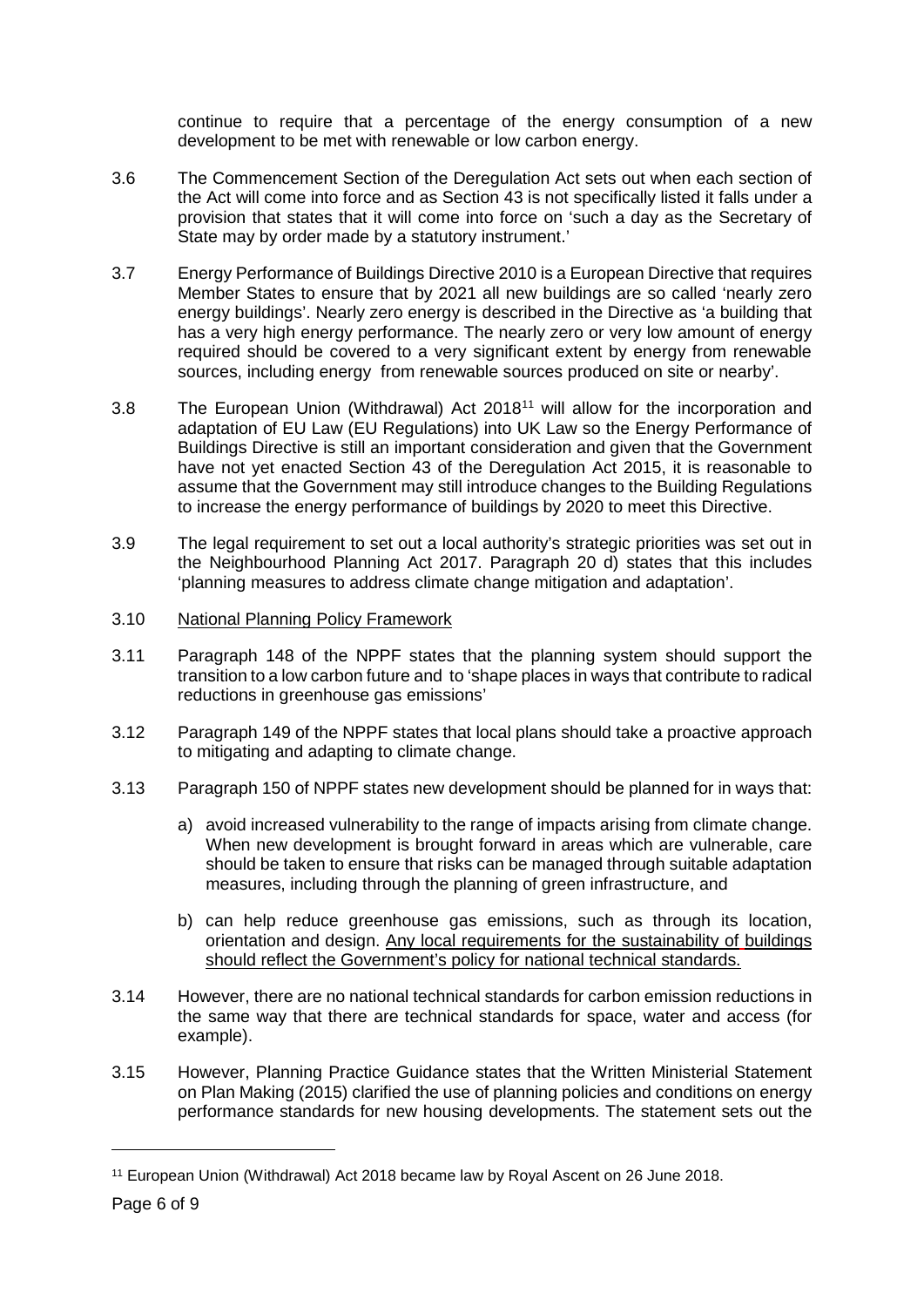continue to require that a percentage of the energy consumption of a new development to be met with renewable or low carbon energy.

3.6 The Commencement Section of the Deregulation Act sets out when each section of the Act will come into force and as Section 43 is not specifically listed it falls under a provision that states that it will come into force on 'such a day as the Secretary of State may by order made by a statutory instrument.'

3.7 Energy Performance of Buildings Directive 2010 is a European Directive that requires Member States to ensure that by 2021 all new buildings are so called 'nearly zero energy buildings'. Nearly zero energy is described in the Directive as 'a building that has a very high energy performance. The nearly zero or very low amount of energy required should be covered to a very significant extent by energy from renewable sources, including energy from renewable sources produced on site or nearby'.

3.8 The European Union (Withdrawal) Act 2018[11] will allow for the incorporation and adaptation of EU Law (EU Regulations) into UK Law so the Energy Performance of Buildings Directive is still an important consideration and given that the Government have not yet enacted Section 43 of the Deregulation Act 2015, it is reasonable to assume that the Government may still introduce changes to the Building Regulations to increase the energy performance of buildings by 2020 to meet this Directive.

3.9 The legal requirement to set out a local authority's strategic priorities was set out in the Neighbourhood Planning Act 2017. Paragraph 20 d) states that this includes 'planning measures to address climate change mitigation and adaptation'.

3.10 <u>National Planning Policy Framework</u>

3.11 Paragraph 148 of the NPPF states that the planning system should support the transition to a low carbon future and to 'shape places in ways that contribute to radical reductions in greenhouse gas emissions'

3.12 Paragraph 149 of the NPPF states that local plans should take a proactive approach to mitigating and adapting to climate change.

3.13 Paragraph 150 of NPPF states new development should be planned for in ways that:

a) avoid increased vulnerability to the range of impacts arising from climate change. When new development is brought forward in areas which are vulnerable, care should be taken to ensure that risks can be managed through suitable adaptation measures, including through the planning of green infrastructure, and

b) can help reduce greenhouse gas emissions, such as through its location, orientation and design. <u>Any local requirements for the sustainability of buildings should reflect the Government's policy for national technical standards.</u>

3.14 However, there are no national technical standards for carbon emission reductions in the same way that there are technical standards for space, water and access (for example).

3.15 However, Planning Practice Guidance states that the Written Ministerial Statement on Plan Making (2015) clarified the use of planning policies and conditions on energy performance standards for new housing developments. The statement sets out the

[11] European Union (Withdrawal) Act 2018 became law by Royal Ascent on 26 June 2018.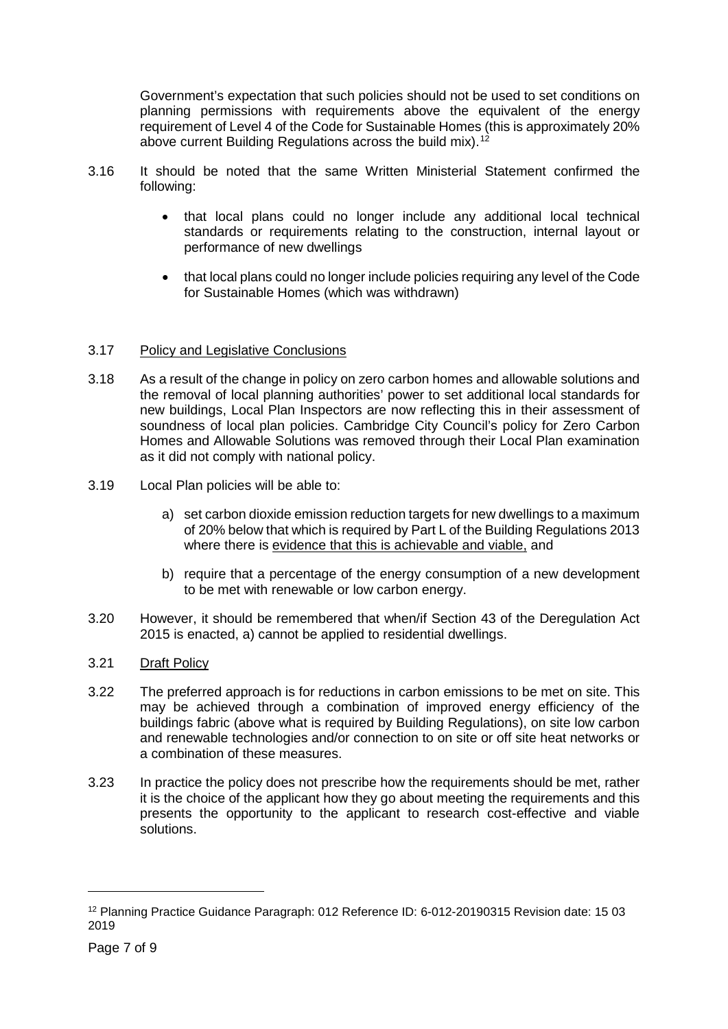Government's expectation that such policies should not be used to set conditions on planning permissions with requirements above the equivalent of the energy requirement of Level 4 of the Code for Sustainable Homes (this is approximately 20% above current Building Regulations across the build mix).[12]

3.16 It should be noted that the same Written Ministerial Statement confirmed the following:

- that local plans could no longer include any additional local technical standards or requirements relating to the construction, internal layout or performance of new dwellings
- that local plans could no longer include policies requiring any level of the Code for Sustainable Homes (which was withdrawn)

3.17 <u>Policy and Legislative Conclusions</u>

3.18 As a result of the change in policy on zero carbon homes and allowable solutions and the removal of local planning authorities' power to set additional local standards for new buildings, Local Plan Inspectors are now reflecting this in their assessment of soundness of local plan policies. Cambridge City Council's policy for Zero Carbon Homes and Allowable Solutions was removed through their Local Plan examination as it did not comply with national policy.

3.19 Local Plan policies will be able to:

a) set carbon dioxide emission reduction targets for new dwellings to a maximum of 20% below that which is required by Part L of the Building Regulations 2013 where there is <u>evidence that this is achievable and viable,</u> and

b) require that a percentage of the energy consumption of a new development to be met with renewable or low carbon energy.

3.20 However, it should be remembered that when/if Section 43 of the Deregulation Act 2015 is enacted, a) cannot be applied to residential dwellings.

3.21 <u>Draft Policy</u>

3.22 The preferred approach is for reductions in carbon emissions to be met on site. This may be achieved through a combination of improved energy efficiency of the buildings fabric (above what is required by Building Regulations), on site low carbon and renewable technologies and/or connection to on site or off site heat networks or a combination of these measures.

3.23 In practice the policy does not prescribe how the requirements should be met, rather it is the choice of the applicant how they go about meeting the requirements and this presents the opportunity to the applicant to research cost-effective and viable solutions.

---

[12] Planning Practice Guidance Paragraph: 012 Reference ID: 6-012-20190315 Revision date: 15 03 2019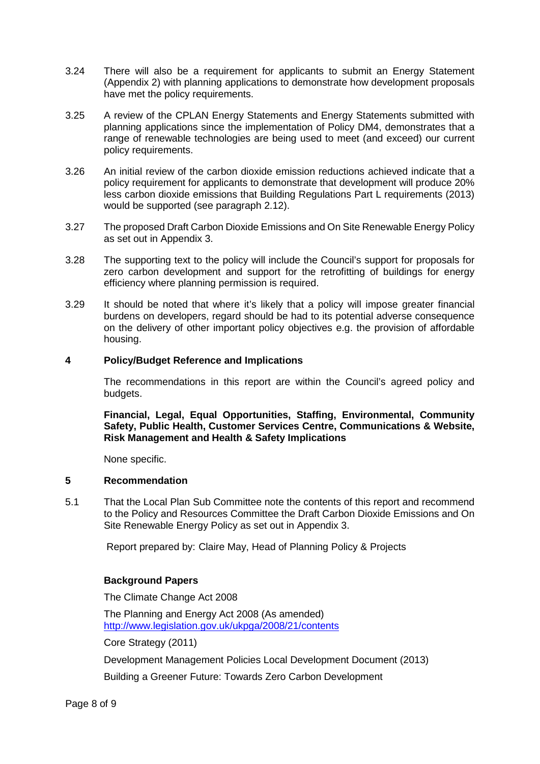3.24 There will also be a requirement for applicants to submit an Energy Statement (Appendix 2) with planning applications to demonstrate how development proposals have met the policy requirements.

3.25 A review of the CPLAN Energy Statements and Energy Statements submitted with planning applications since the implementation of Policy DM4, demonstrates that a range of renewable technologies are being used to meet (and exceed) our current policy requirements.

3.26 An initial review of the carbon dioxide emission reductions achieved indicate that a policy requirement for applicants to demonstrate that development will produce 20% less carbon dioxide emissions that Building Regulations Part L requirements (2013) would be supported (see paragraph 2.12).

3.27 The proposed Draft Carbon Dioxide Emissions and On Site Renewable Energy Policy as set out in Appendix 3.

3.28 The supporting text to the policy will include the Council's support for proposals for zero carbon development and support for the retrofitting of buildings for energy efficiency where planning permission is required.

3.29 It should be noted that where it's likely that a policy will impose greater financial burdens on developers, regard should be had to its potential adverse consequence on the delivery of other important policy objectives e.g. the provision of affordable housing.

## 4 Policy/Budget Reference and Implications

The recommendations in this report are within the Council's agreed policy and budgets.

**Financial, Legal, Equal Opportunities, Staffing, Environmental, Community Safety, Public Health, Customer Services Centre, Communications & Website, Risk Management and Health & Safety Implications**

None specific.

## 5 Recommendation

5.1 That the Local Plan Sub Committee note the contents of this report and recommend to the Policy and Resources Committee the Draft Carbon Dioxide Emissions and On Site Renewable Energy Policy as set out in Appendix 3.

Report prepared by: Claire May, Head of Planning Policy & Projects

**Background Papers**

The Climate Change Act 2008

The Planning and Energy Act 2008 (As amended) http://www.legislation.gov.uk/ukpga/2008/21/contents

Core Strategy (2011)

Development Management Policies Local Development Document (2013)

Building a Greener Future: Towards Zero Carbon Development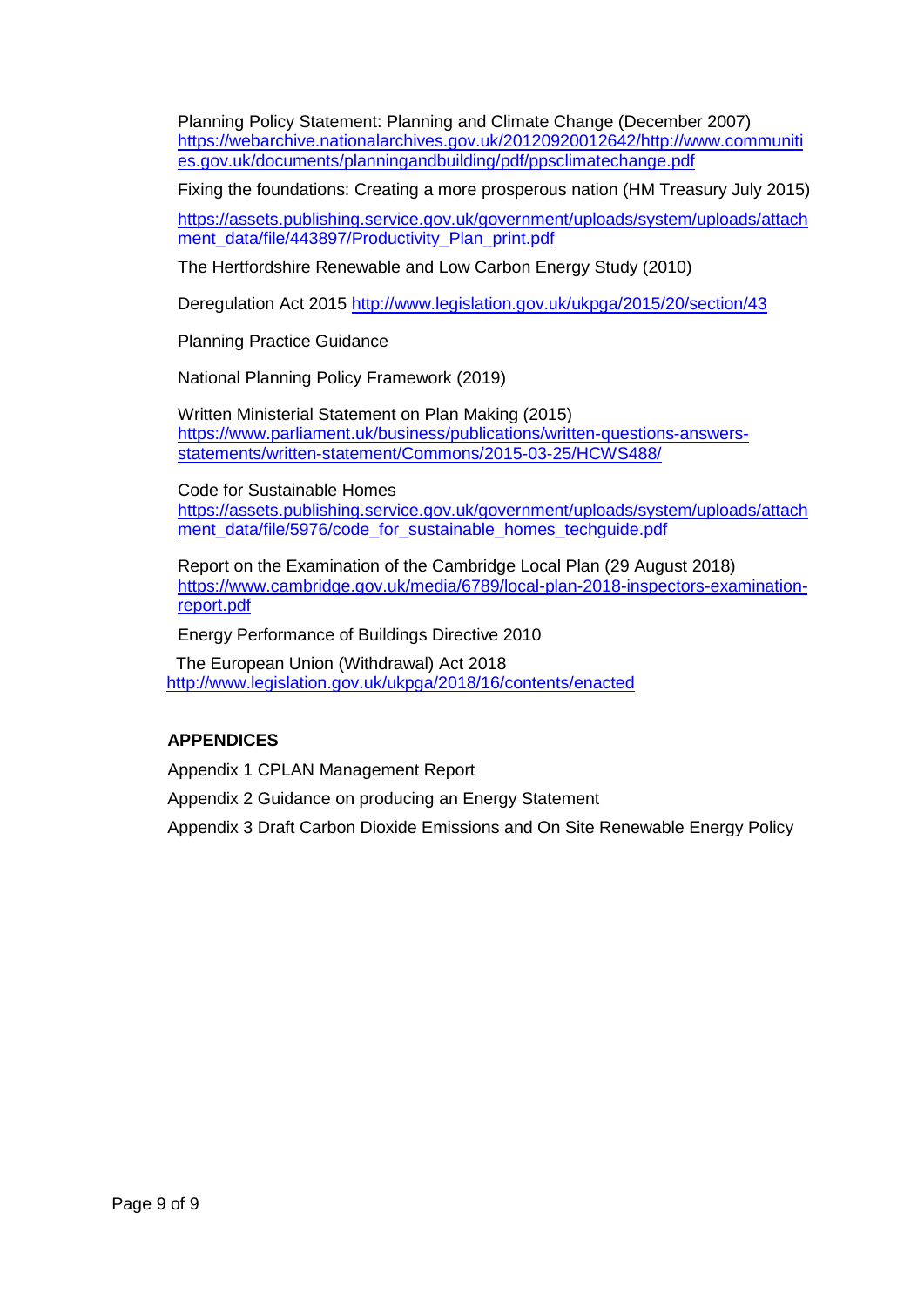Planning Policy Statement: Planning and Climate Change (December 2007)
https://webarchive.nationalarchives.gov.uk/20120920012642/http://www.communities.gov.uk/documents/planningandbuilding/pdf/ppsclimatechange.pdf

Fixing the foundations: Creating a more prosperous nation (HM Treasury July 2015)

https://assets.publishing.service.gov.uk/government/uploads/system/uploads/attachment_data/file/443897/Productivity_Plan_print.pdf

The Hertfordshire Renewable and Low Carbon Energy Study (2010)

Deregulation Act 2015 http://www.legislation.gov.uk/ukpga/2015/20/section/43

Planning Practice Guidance

National Planning Policy Framework (2019)

Written Ministerial Statement on Plan Making (2015)
https://www.parliament.uk/business/publications/written-questions-answers-statements/written-statement/Commons/2015-03-25/HCWS488/

Code for Sustainable Homes
https://assets.publishing.service.gov.uk/government/uploads/system/uploads/attachment_data/file/5976/code_for_sustainable_homes_techguide.pdf

Report on the Examination of the Cambridge Local Plan (29 August 2018)
https://www.cambridge.gov.uk/media/6789/local-plan-2018-inspectors-examination-report.pdf

Energy Performance of Buildings Directive 2010

The European Union (Withdrawal) Act 2018
http://www.legislation.gov.uk/ukpga/2018/16/contents/enacted

## APPENDICES

Appendix 1 CPLAN Management Report

Appendix 2 Guidance on producing an Energy Statement

Appendix 3 Draft Carbon Dioxide Emissions and On Site Renewable Energy Policy